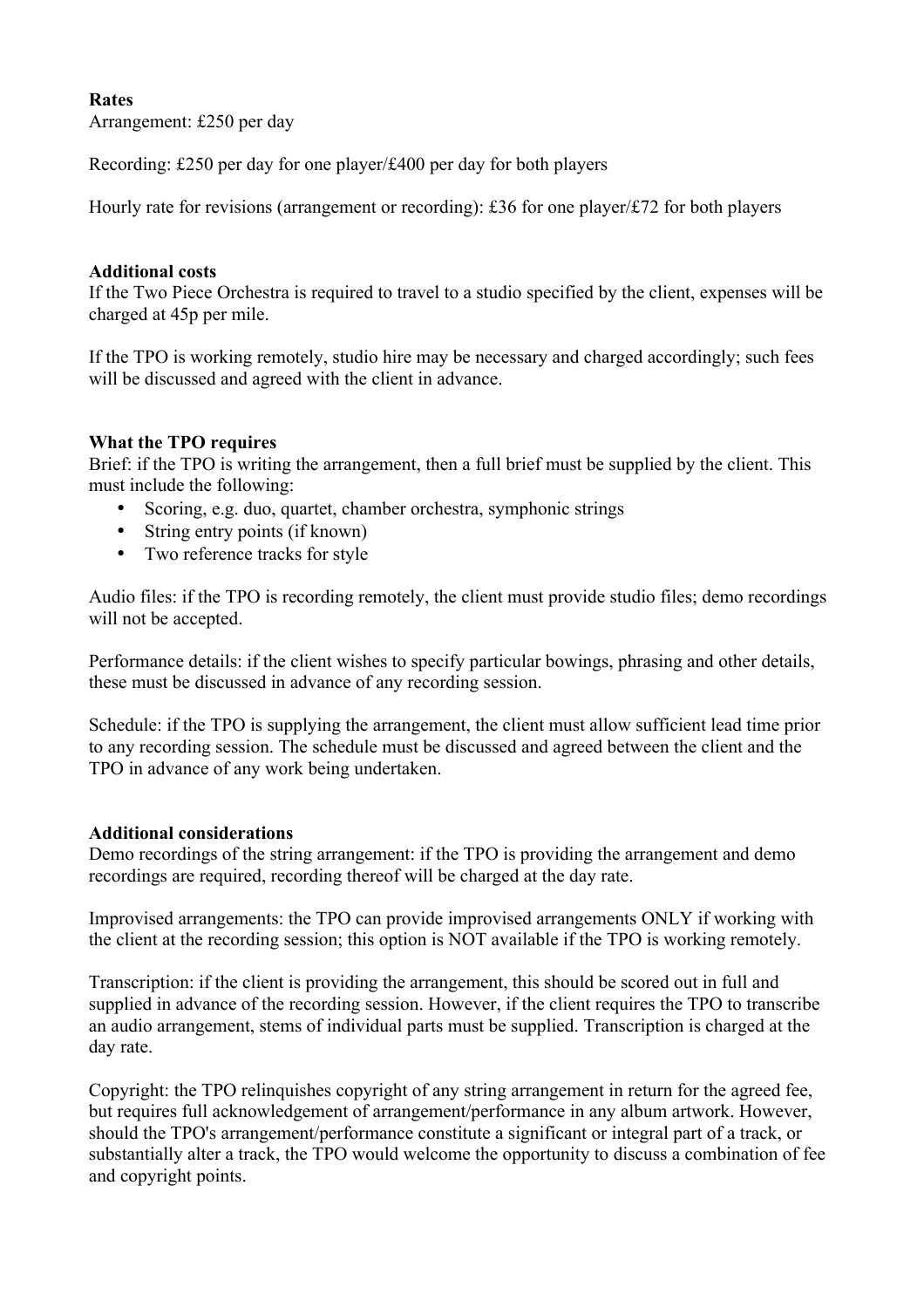**Rates**

Arrangement: £250 per day

Recording: £250 per day for one player/£400 per day for both players

Hourly rate for revisions (arrangement or recording): £36 for one player/£72 for both players

**Additional costs**

If the Two Piece Orchestra is required to travel to a studio specified by the client, expenses will be charged at 45p per mile.

If the TPO is working remotely, studio hire may be necessary and charged accordingly; such fees will be discussed and agreed with the client in advance.

**What the TPO requires**

Brief: if the TPO is writing the arrangement, then a full brief must be supplied by the client. This must include the following:

- Scoring, e.g. duo, quartet, chamber orchestra, symphonic strings
- String entry points (if known)
- Two reference tracks for style

Audio files: if the TPO is recording remotely, the client must provide studio files; demo recordings will not be accepted.

Performance details: if the client wishes to specify particular bowings, phrasing and other details, these must be discussed in advance of any recording session.

Schedule: if the TPO is supplying the arrangement, the client must allow sufficient lead time prior to any recording session. The schedule must be discussed and agreed between the client and the TPO in advance of any work being undertaken.

**Additional considerations**

Demo recordings of the string arrangement: if the TPO is providing the arrangement and demo recordings are required, recording thereof will be charged at the day rate.

Improvised arrangements: the TPO can provide improvised arrangements ONLY if working with the client at the recording session; this option is NOT available if the TPO is working remotely.

Transcription: if the client is providing the arrangement, this should be scored out in full and supplied in advance of the recording session. However, if the client requires the TPO to transcribe an audio arrangement, stems of individual parts must be supplied. Transcription is charged at the day rate.

Copyright: the TPO relinquishes copyright of any string arrangement in return for the agreed fee, but requires full acknowledgement of arrangement/performance in any album artwork. However, should the TPO's arrangement/performance constitute a significant or integral part of a track, or substantially alter a track, the TPO would welcome the opportunity to discuss a combination of fee and copyright points.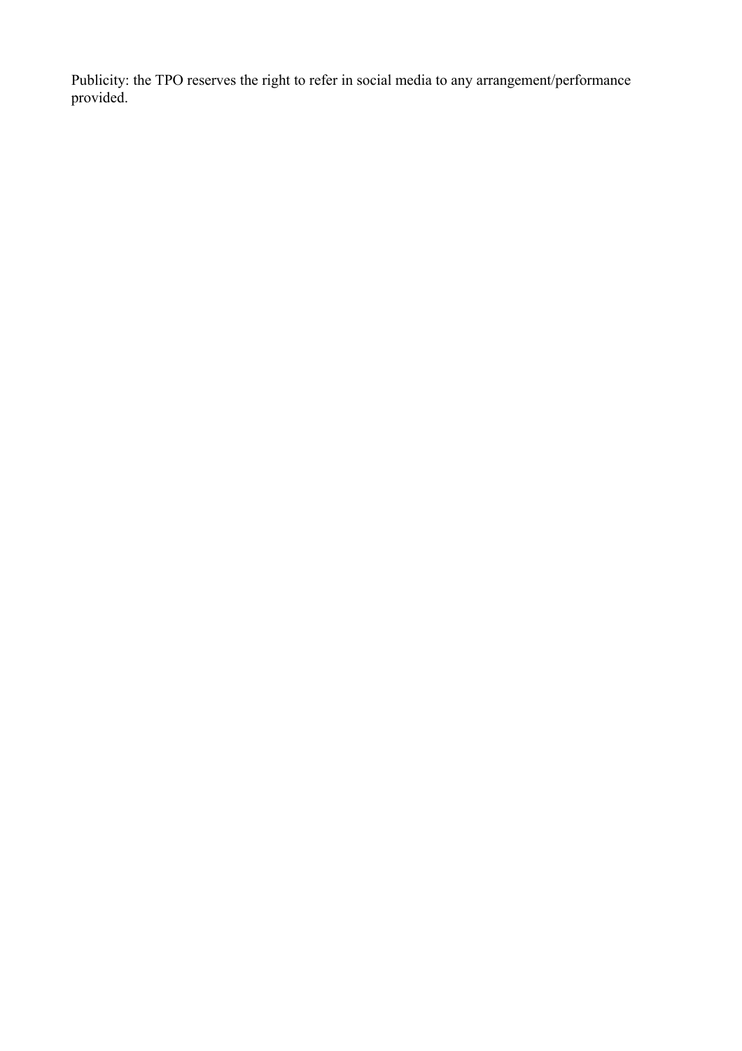Publicity: the TPO reserves the right to refer in social media to any arrangement/performance provided.